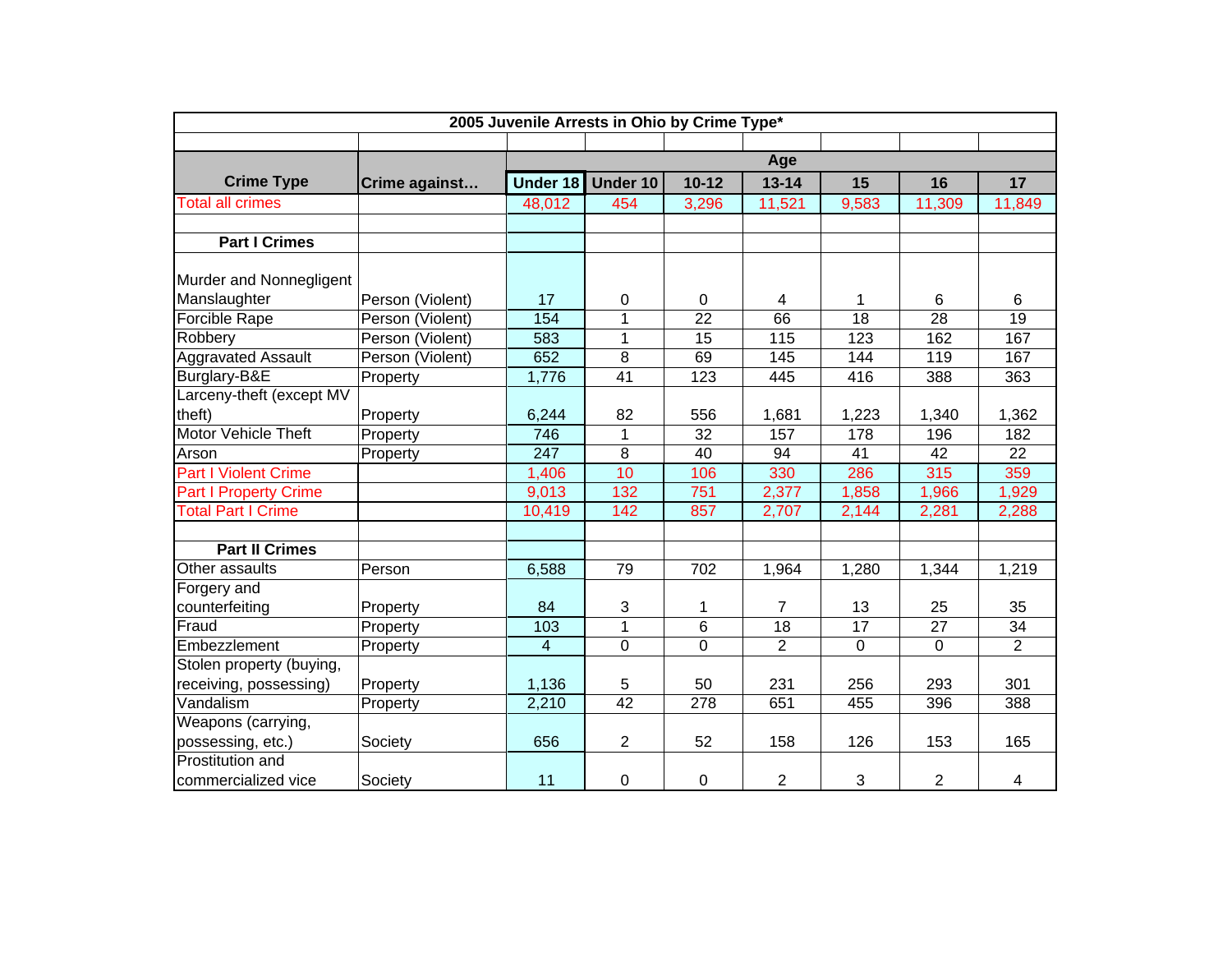**2005 Juvenile Arrests in Ohio by Crime Type***

| Crime Type | Crime against… | Age | | | | | | |
|---|---|---|---|---|---|---|---|---|
| | | Under 18 | Under 10 | 10-12 | 13-14 | 15 | 16 | 17 |
| Total all crimes | | 48,012 | 454 | 3,296 | 11,521 | 9,583 | 11,309 | 11,849 |
| | | | | | | | | |
| **Part I Crimes** | | | | | | | | |
| Murder and Nonnegligent Manslaughter | Person (Violent) | 17 | 0 | 0 | 4 | 1 | 6 | 6 |
| Forcible Rape | Person (Violent) | 154 | 1 | 22 | 66 | 18 | 28 | 19 |
| Robbery | Person (Violent) | 583 | 1 | 15 | 115 | 123 | 162 | 167 |
| Aggravated Assault | Person (Violent) | 652 | 8 | 69 | 145 | 144 | 119 | 167 |
| Burglary-B&E | Property | 1,776 | 41 | 123 | 445 | 416 | 388 | 363 |
| Larceny-theft (except MV theft) | Property | 6,244 | 82 | 556 | 1,681 | 1,223 | 1,340 | 1,362 |
| Motor Vehicle Theft | Property | 746 | 1 | 32 | 157 | 178 | 196 | 182 |
| Arson | Property | 247 | 8 | 40 | 94 | 41 | 42 | 22 |
| Part I Violent Crime | | 1,406 | 10 | 106 | 330 | 286 | 315 | 359 |
| Part I Property Crime | | 9,013 | 132 | 751 | 2,377 | 1,858 | 1,966 | 1,929 |
| Total Part I Crime | | 10,419 | 142 | 857 | 2,707 | 2,144 | 2,281 | 2,288 |
| | | | | | | | | |
| **Part II Crimes** | | | | | | | | |
| Other assaults | Person | 6,588 | 79 | 702 | 1,964 | 1,280 | 1,344 | 1,219 |
| Forgery and counterfeiting | Property | 84 | 3 | 1 | 7 | 13 | 25 | 35 |
| Fraud | Property | 103 | 1 | 6 | 18 | 17 | 27 | 34 |
| Embezzlement | Property | 4 | 0 | 0 | 2 | 0 | 0 | 2 |
| Stolen property (buying, receiving, possessing) | Property | 1,136 | 5 | 50 | 231 | 256 | 293 | 301 |
| Vandalism | Property | 2,210 | 42 | 278 | 651 | 455 | 396 | 388 |
| Weapons (carrying, possessing, etc.) | Society | 656 | 2 | 52 | 158 | 126 | 153 | 165 |
| Prostitution and commercialized vice | Society | 11 | 0 | 0 | 2 | 3 | 2 | 4 |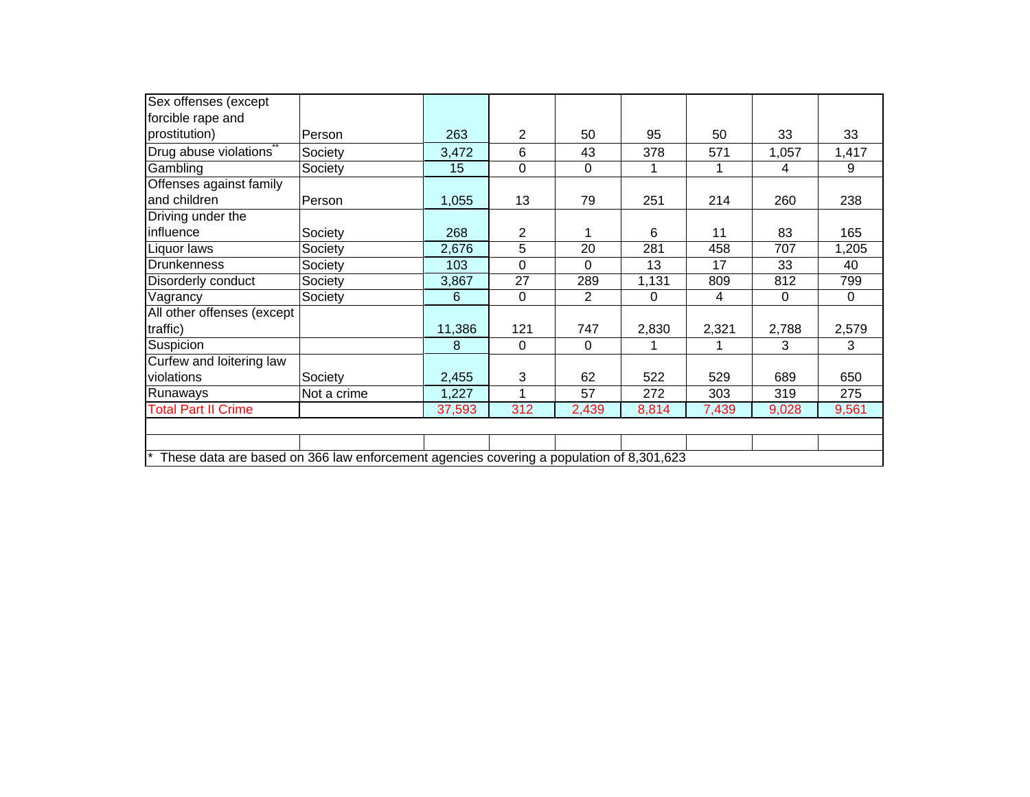| | | | | | | | | |
|---|---|---|---|---|---|---|---|---|
| Sex offenses (except forcible rape and prostitution) | Person | 263 | 2 | 50 | 95 | 50 | 33 | 33 |
| Drug abuse violations** | Society | 3,472 | 6 | 43 | 378 | 571 | 1,057 | 1,417 |
| Gambling | Society | 15 | 0 | 0 | 1 | 1 | 4 | 9 |
| Offenses against family and children | Person | 1,055 | 13 | 79 | 251 | 214 | 260 | 238 |
| Driving under the influence | Society | 268 | 2 | 1 | 6 | 11 | 83 | 165 |
| Liquor laws | Society | 2,676 | 5 | 20 | 281 | 458 | 707 | 1,205 |
| Drunkenness | Society | 103 | 0 | 0 | 13 | 17 | 33 | 40 |
| Disorderly conduct | Society | 3,867 | 27 | 289 | 1,131 | 809 | 812 | 799 |
| Vagrancy | Society | 6 | 0 | 2 | 0 | 4 | 0 | 0 |
| All other offenses (except traffic) | | 11,386 | 121 | 747 | 2,830 | 2,321 | 2,788 | 2,579 |
| Suspicion | | 8 | 0 | 0 | 1 | 1 | 3 | 3 |
| Curfew and loitering law violations | Society | 2,455 | 3 | 62 | 522 | 529 | 689 | 650 |
| Runaways | Not a crime | 1,227 | 1 | 57 | 272 | 303 | 319 | 275 |
| Total Part II Crime | | 37,593 | 312 | 2,439 | 8,814 | 7,439 | 9,028 | 9,561 |

* These data are based on 366 law enforcement agencies covering a population of 8,301,623